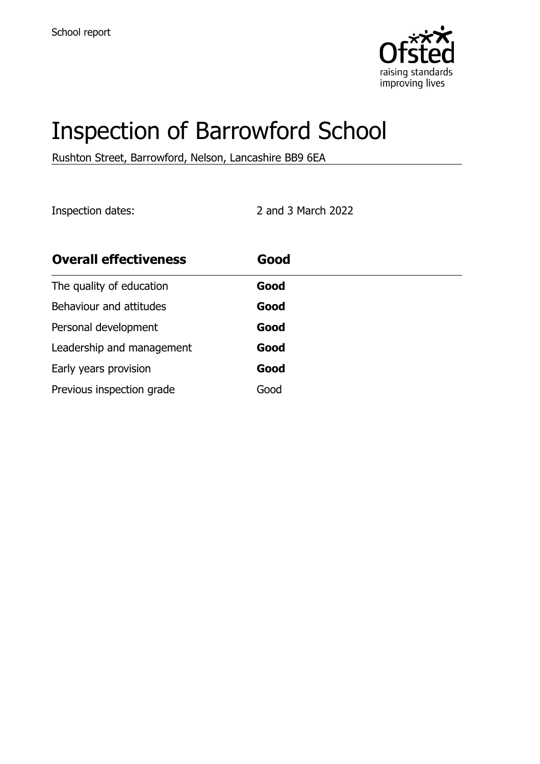School report

# Inspection of Barrowford School

Rushton Street, Barrowford, Nelson, Lancashire BB9 6EA

Inspection dates: 2 and 3 March 2022

| **Overall effectiveness** | **Good** |
| --- | --- |
| The quality of education | **Good** |
| Behaviour and attitudes | **Good** |
| Personal development | **Good** |
| Leadership and management | **Good** |
| Early years provision | **Good** |
| Previous inspection grade | Good |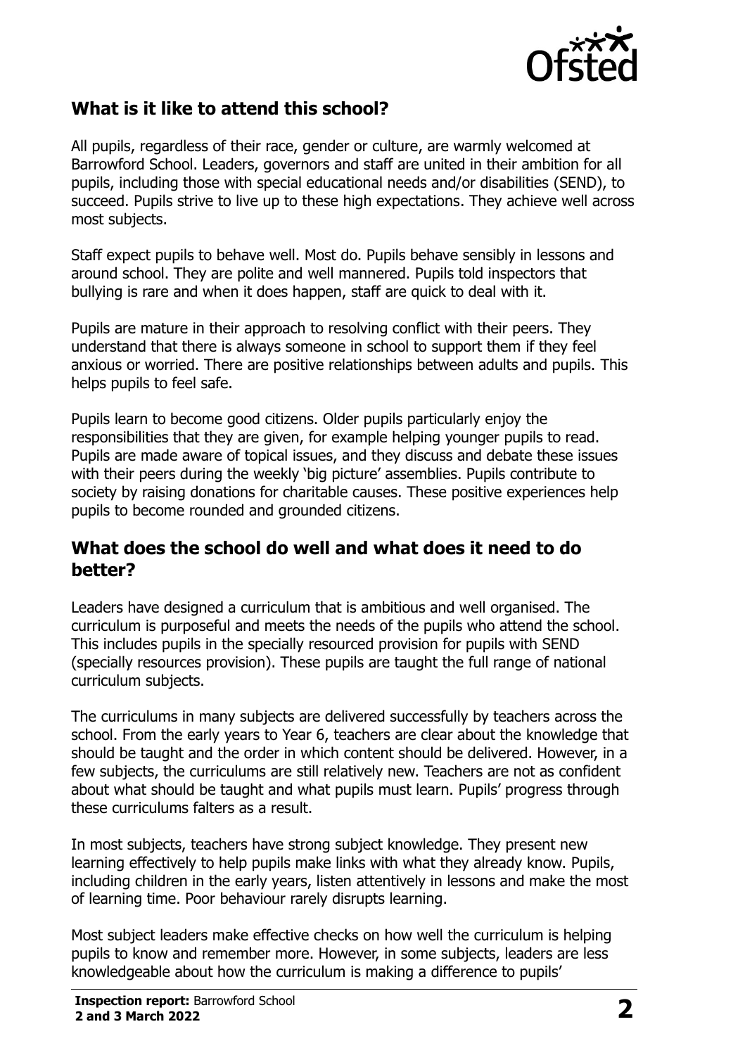## What is it like to attend this school?

All pupils, regardless of their race, gender or culture, are warmly welcomed at Barrowford School. Leaders, governors and staff are united in their ambition for all pupils, including those with special educational needs and/or disabilities (SEND), to succeed. Pupils strive to live up to these high expectations. They achieve well across most subjects.

Staff expect pupils to behave well. Most do. Pupils behave sensibly in lessons and around school. They are polite and well mannered. Pupils told inspectors that bullying is rare and when it does happen, staff are quick to deal with it.

Pupils are mature in their approach to resolving conflict with their peers. They understand that there is always someone in school to support them if they feel anxious or worried. There are positive relationships between adults and pupils. This helps pupils to feel safe.

Pupils learn to become good citizens. Older pupils particularly enjoy the responsibilities that they are given, for example helping younger pupils to read. Pupils are made aware of topical issues, and they discuss and debate these issues with their peers during the weekly 'big picture' assemblies. Pupils contribute to society by raising donations for charitable causes. These positive experiences help pupils to become rounded and grounded citizens.

## What does the school do well and what does it need to do better?

Leaders have designed a curriculum that is ambitious and well organised. The curriculum is purposeful and meets the needs of the pupils who attend the school. This includes pupils in the specially resourced provision for pupils with SEND (specially resources provision). These pupils are taught the full range of national curriculum subjects.

The curriculums in many subjects are delivered successfully by teachers across the school. From the early years to Year 6, teachers are clear about the knowledge that should be taught and the order in which content should be delivered. However, in a few subjects, the curriculums are still relatively new. Teachers are not as confident about what should be taught and what pupils must learn. Pupils' progress through these curriculums falters as a result.

In most subjects, teachers have strong subject knowledge. They present new learning effectively to help pupils make links with what they already know. Pupils, including children in the early years, listen attentively in lessons and make the most of learning time. Poor behaviour rarely disrupts learning.

Most subject leaders make effective checks on how well the curriculum is helping pupils to know and remember more. However, in some subjects, leaders are less knowledgeable about how the curriculum is making a difference to pupils'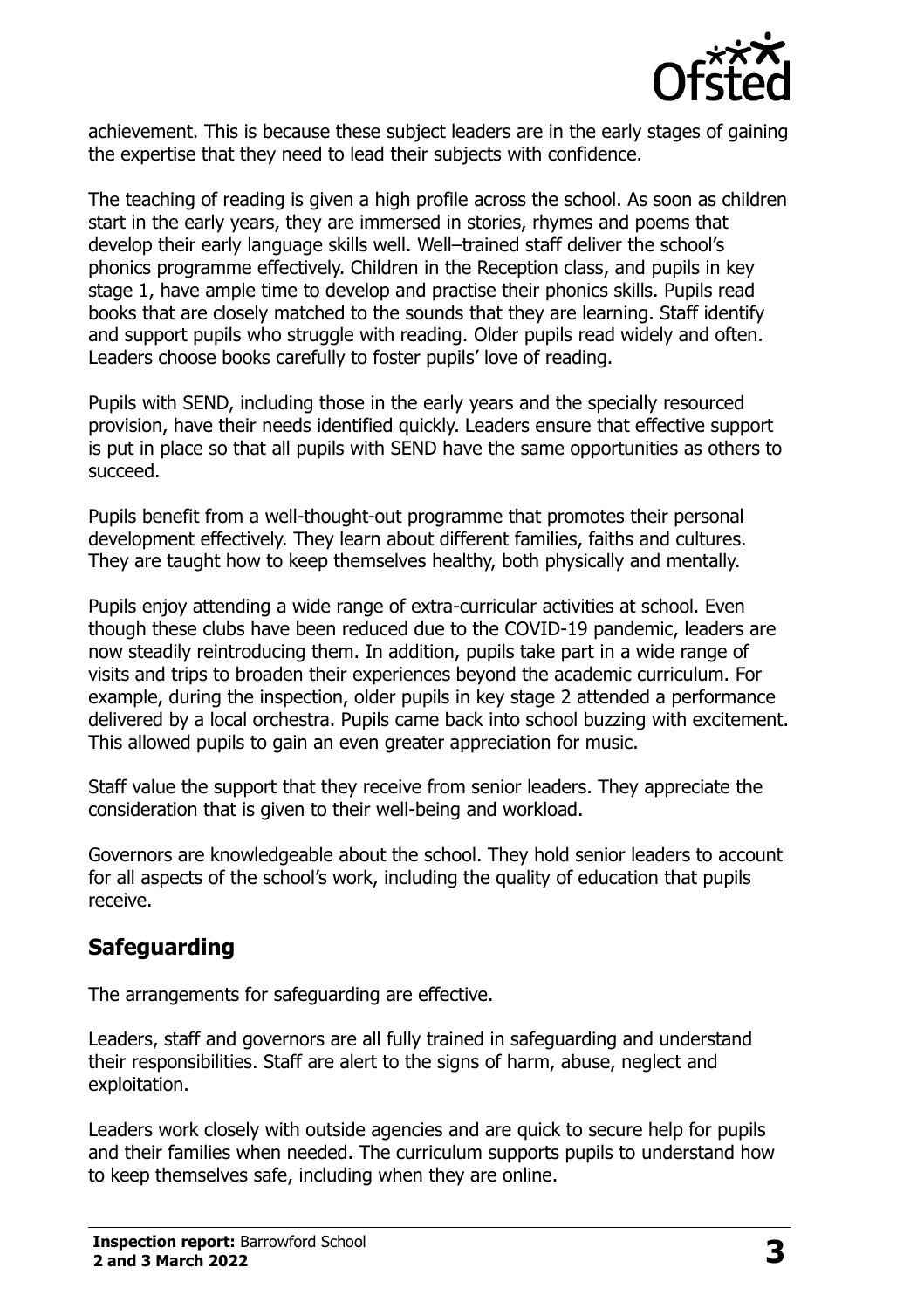achievement. This is because these subject leaders are in the early stages of gaining the expertise that they need to lead their subjects with confidence.

The teaching of reading is given a high profile across the school. As soon as children start in the early years, they are immersed in stories, rhymes and poems that develop their early language skills well. Well–trained staff deliver the school's phonics programme effectively. Children in the Reception class, and pupils in key stage 1, have ample time to develop and practise their phonics skills. Pupils read books that are closely matched to the sounds that they are learning. Staff identify and support pupils who struggle with reading. Older pupils read widely and often. Leaders choose books carefully to foster pupils' love of reading.

Pupils with SEND, including those in the early years and the specially resourced provision, have their needs identified quickly. Leaders ensure that effective support is put in place so that all pupils with SEND have the same opportunities as others to succeed.

Pupils benefit from a well-thought-out programme that promotes their personal development effectively. They learn about different families, faiths and cultures. They are taught how to keep themselves healthy, both physically and mentally.

Pupils enjoy attending a wide range of extra-curricular activities at school. Even though these clubs have been reduced due to the COVID-19 pandemic, leaders are now steadily reintroducing them. In addition, pupils take part in a wide range of visits and trips to broaden their experiences beyond the academic curriculum. For example, during the inspection, older pupils in key stage 2 attended a performance delivered by a local orchestra. Pupils came back into school buzzing with excitement. This allowed pupils to gain an even greater appreciation for music.

Staff value the support that they receive from senior leaders. They appreciate the consideration that is given to their well-being and workload.

Governors are knowledgeable about the school. They hold senior leaders to account for all aspects of the school's work, including the quality of education that pupils receive.

## Safeguarding

The arrangements for safeguarding are effective.

Leaders, staff and governors are all fully trained in safeguarding and understand their responsibilities. Staff are alert to the signs of harm, abuse, neglect and exploitation.

Leaders work closely with outside agencies and are quick to secure help for pupils and their families when needed. The curriculum supports pupils to understand how to keep themselves safe, including when they are online.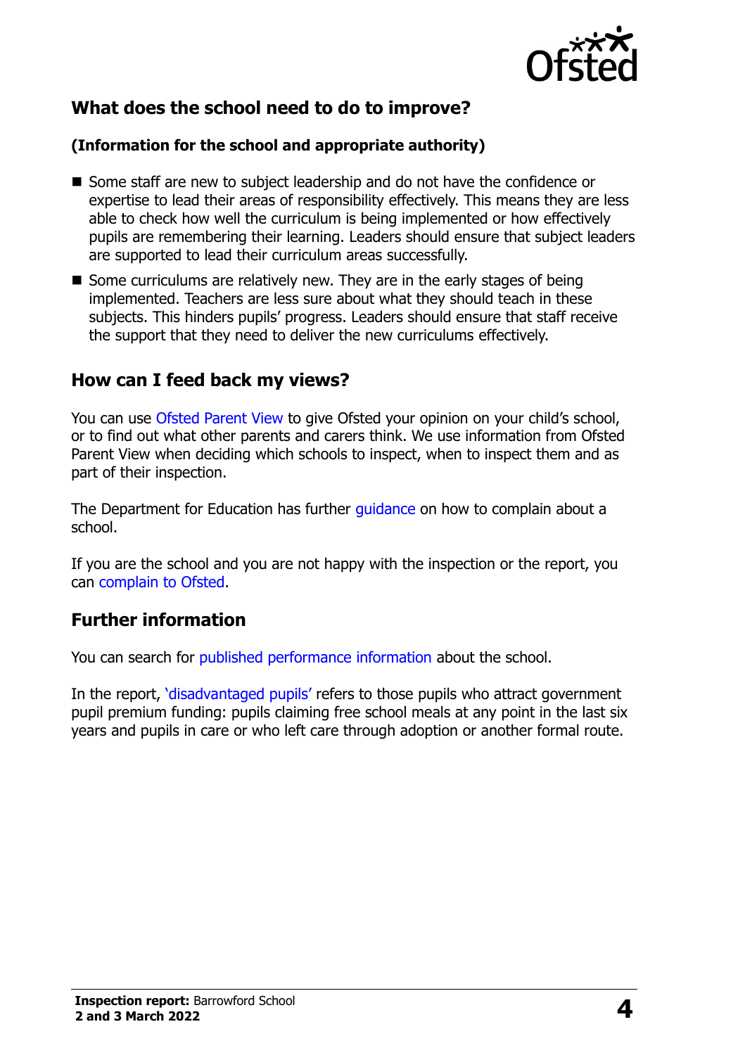## What does the school need to do to improve?

**(Information for the school and appropriate authority)**

- Some staff are new to subject leadership and do not have the confidence or expertise to lead their areas of responsibility effectively. This means they are less able to check how well the curriculum is being implemented or how effectively pupils are remembering their learning. Leaders should ensure that subject leaders are supported to lead their curriculum areas successfully.
- Some curriculums are relatively new. They are in the early stages of being implemented. Teachers are less sure about what they should teach in these subjects. This hinders pupils' progress. Leaders should ensure that staff receive the support that they need to deliver the new curriculums effectively.

## How can I feed back my views?

You can use Ofsted Parent View to give Ofsted your opinion on your child's school, or to find out what other parents and carers think. We use information from Ofsted Parent View when deciding which schools to inspect, when to inspect them and as part of their inspection.

The Department for Education has further guidance on how to complain about a school.

If you are the school and you are not happy with the inspection or the report, you can complain to Ofsted.

## Further information

You can search for published performance information about the school.

In the report, 'disadvantaged pupils' refers to those pupils who attract government pupil premium funding: pupils claiming free school meals at any point in the last six years and pupils in care or who left care through adoption or another formal route.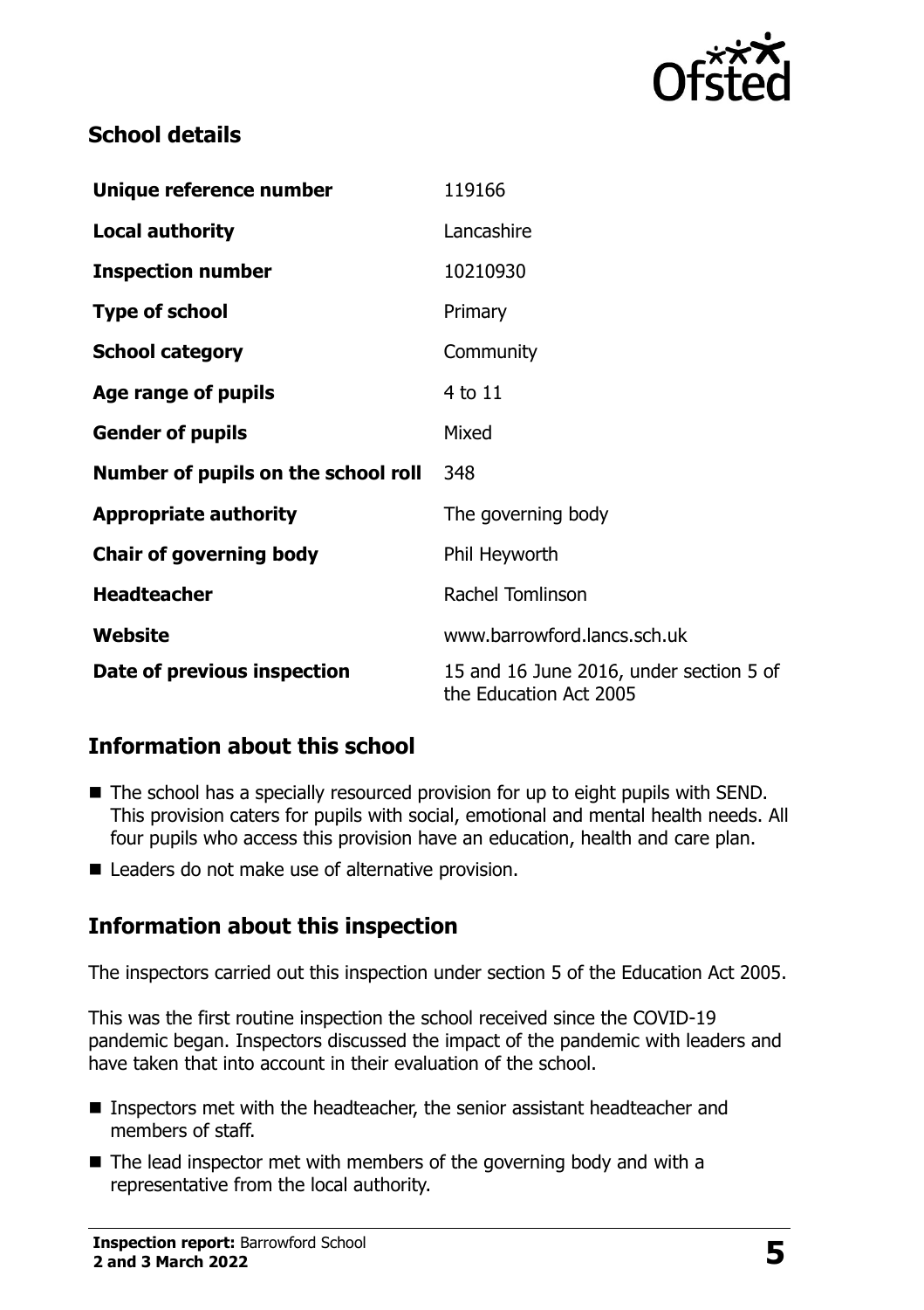## School details

| | |
|---|---|
| **Unique reference number** | 119166 |
| **Local authority** | Lancashire |
| **Inspection number** | 10210930 |
| **Type of school** | Primary |
| **School category** | Community |
| **Age range of pupils** | 4 to 11 |
| **Gender of pupils** | Mixed |
| **Number of pupils on the school roll** | 348 |
| **Appropriate authority** | The governing body |
| **Chair of governing body** | Phil Heyworth |
| **Headteacher** | Rachel Tomlinson |
| **Website** | www.barrowford.lancs.sch.uk |
| **Date of previous inspection** | 15 and 16 June 2016, under section 5 of the Education Act 2005 |

## Information about this school

- The school has a specially resourced provision for up to eight pupils with SEND. This provision caters for pupils with social, emotional and mental health needs. All four pupils who access this provision have an education, health and care plan.
- Leaders do not make use of alternative provision.

## Information about this inspection

The inspectors carried out this inspection under section 5 of the Education Act 2005.

This was the first routine inspection the school received since the COVID-19 pandemic began. Inspectors discussed the impact of the pandemic with leaders and have taken that into account in their evaluation of the school.

- Inspectors met with the headteacher, the senior assistant headteacher and members of staff.
- The lead inspector met with members of the governing body and with a representative from the local authority.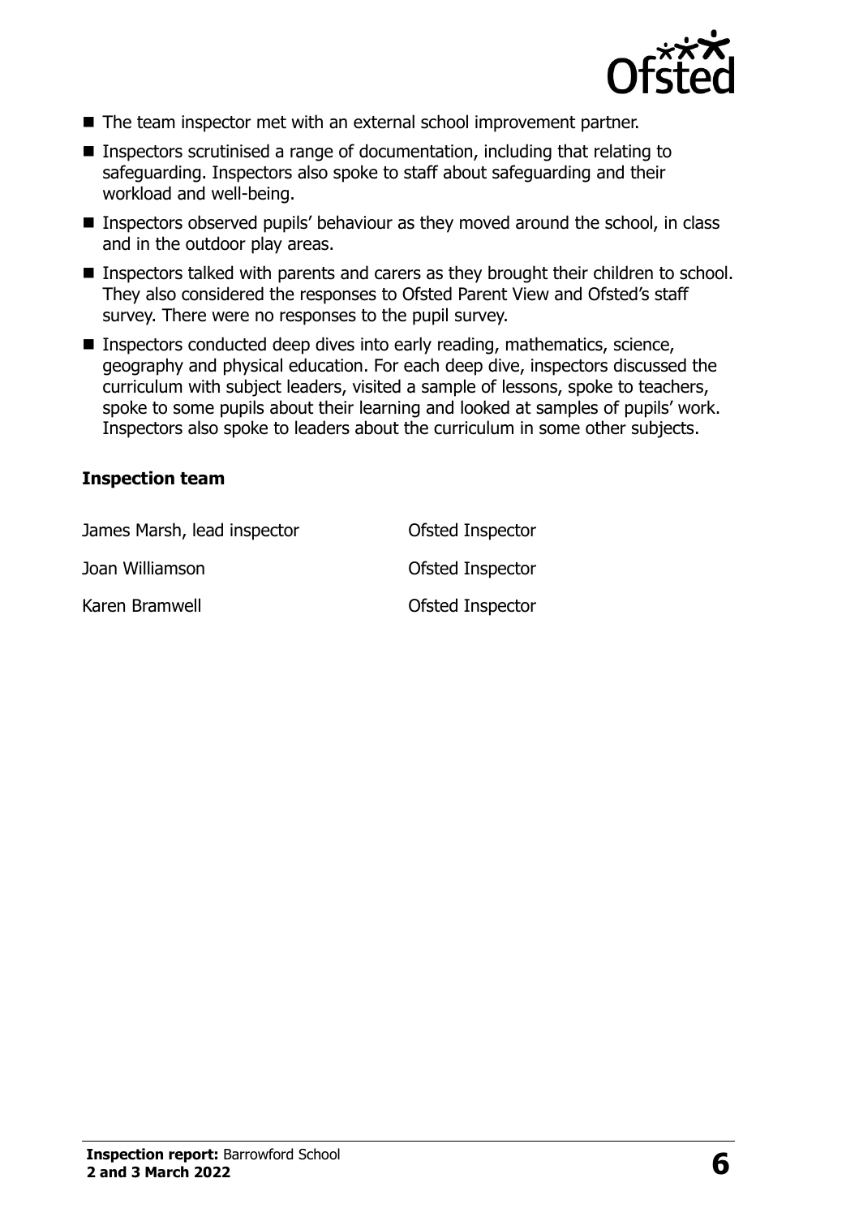- The team inspector met with an external school improvement partner.
- Inspectors scrutinised a range of documentation, including that relating to safeguarding. Inspectors also spoke to staff about safeguarding and their workload and well-being.
- Inspectors observed pupils' behaviour as they moved around the school, in class and in the outdoor play areas.
- Inspectors talked with parents and carers as they brought their children to school. They also considered the responses to Ofsted Parent View and Ofsted's staff survey. There were no responses to the pupil survey.
- Inspectors conducted deep dives into early reading, mathematics, science, geography and physical education. For each deep dive, inspectors discussed the curriculum with subject leaders, visited a sample of lessons, spoke to teachers, spoke to some pupils about their learning and looked at samples of pupils' work. Inspectors also spoke to leaders about the curriculum in some other subjects.

### Inspection team

| | |
|---|---|
| James Marsh, lead inspector | Ofsted Inspector |
| Joan Williamson | Ofsted Inspector |
| Karen Bramwell | Ofsted Inspector |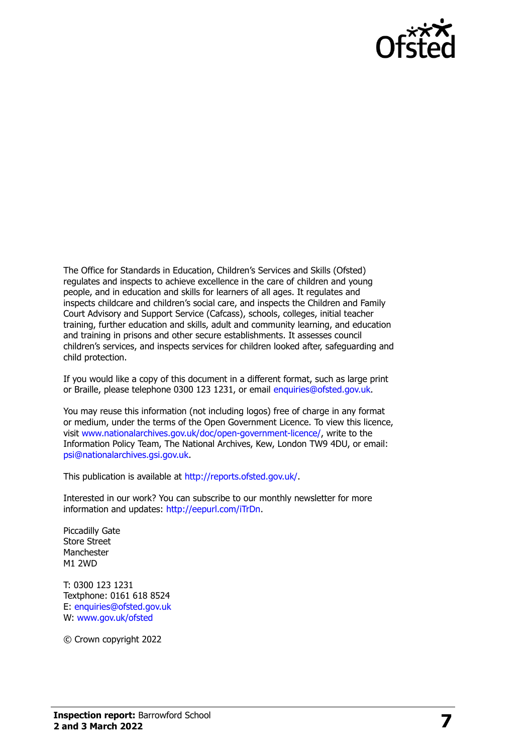The Office for Standards in Education, Children's Services and Skills (Ofsted) regulates and inspects to achieve excellence in the care of children and young people, and in education and skills for learners of all ages. It regulates and inspects childcare and children's social care, and inspects the Children and Family Court Advisory and Support Service (Cafcass), schools, colleges, initial teacher training, further education and skills, adult and community learning, and education and training in prisons and other secure establishments. It assesses council children's services, and inspects services for children looked after, safeguarding and child protection.

If you would like a copy of this document in a different format, such as large print or Braille, please telephone 0300 123 1231, or email enquiries@ofsted.gov.uk.

You may reuse this information (not including logos) free of charge in any format or medium, under the terms of the Open Government Licence. To view this licence, visit www.nationalarchives.gov.uk/doc/open-government-licence/, write to the Information Policy Team, The National Archives, Kew, London TW9 4DU, or email: psi@nationalarchives.gsi.gov.uk.

This publication is available at http://reports.ofsted.gov.uk/.

Interested in our work? You can subscribe to our monthly newsletter for more information and updates: http://eepurl.com/iTrDn.

Piccadilly Gate
Store Street
Manchester
M1 2WD

T: 0300 123 1231
Textphone: 0161 618 8524
E: enquiries@ofsted.gov.uk
W: www.gov.uk/ofsted

© Crown copyright 2022